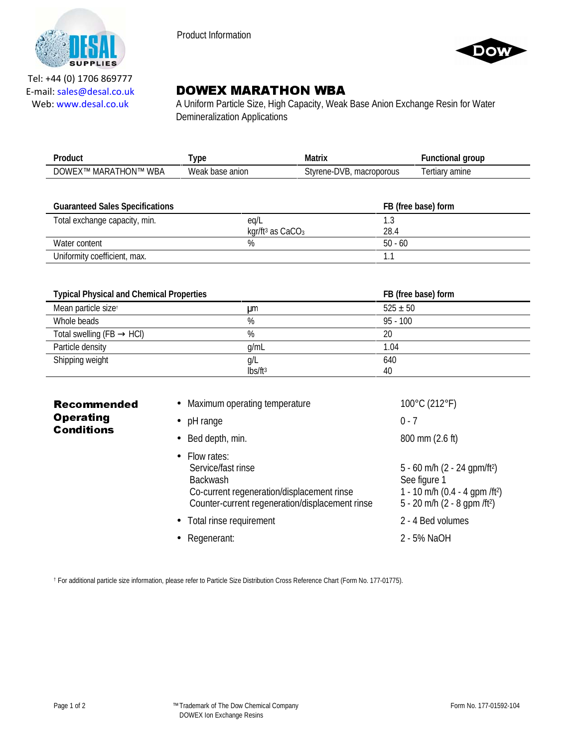Tel: +44 (0) 1706 869777
E-mail: sales@desal.co.uk
Web: www.desal.co.uk

Product Information

# DOWEX MARATHON WBA

A Uniform Particle Size, High Capacity, Weak Base Anion Exchange Resin for Water Demineralization Applications

| Product | Type | Matrix | Functional group |
|---|---|---|---|
| DOWEX™ MARATHON™ WBA | Weak base anion | Styrene-DVB, macroporous | Tertiary amine |

| Guaranteed Sales Specifications | | FB (free base) form |
|---|---|---|
| Total exchange capacity, min. | eq/L<br>kgr/ft³ as $CaCO_3$ | 1.3<br>28.4 |
| Water content | % | 50 - 60 |
| Uniformity coefficient, max. | | 1.1 |

| Typical Physical and Chemical Properties | | FB (free base) form |
|---|---|---|
| Mean particle size† | µm | 525 ± 50 |
| Whole beads | % | 95 - 100 |
| Total swelling (FB → HCl) | % | 20 |
| Particle density | g/mL | 1.04 |
| Shipping weight | g/L<br>lbs/ft³ | 640<br>40 |

## Recommended Operating Conditions

- Maximum operating temperature — 100°C (212°F)
- pH range — 0 - 7
- Bed depth, min. — 800 mm (2.6 ft)
- Flow rates:
  - Service/fast rinse — 5 - 60 m/h (2 - 24 gpm/ft²)
  - Backwash — See figure 1
  - Co-current regeneration/displacement rinse — 1 - 10 m/h (0.4 - 4 gpm /ft²)
  - Counter-current regeneration/displacement rinse — 5 - 20 m/h (2 - 8 gpm /ft²)
- Total rinse requirement — 2 - 4 Bed volumes
- Regenerant: — 2 - 5% NaOH

† For additional particle size information, please refer to Particle Size Distribution Cross Reference Chart (Form No. 177-01775).

™ Trademark of The Dow Chemical Company
DOWEX Ion Exchange Resins

Form No. 177-01592-104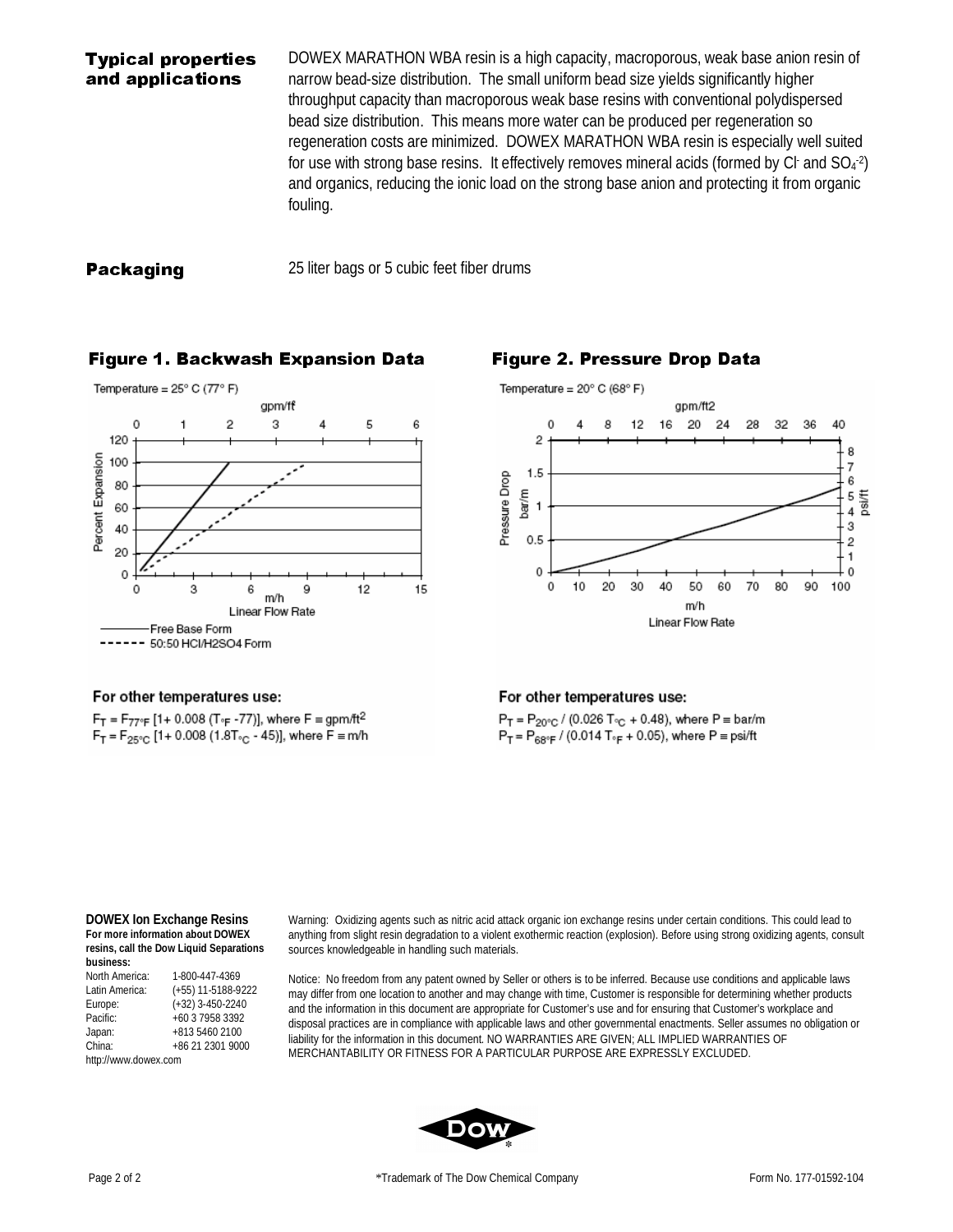## Typical properties and applications

DOWEX MARATHON WBA resin is a high capacity, macroporous, weak base anion resin of narrow bead-size distribution. The small uniform bead size yields significantly higher throughput capacity than macroporous weak base resins with conventional polydispersed bead size distribution. This means more water can be produced per regeneration so regeneration costs are minimized. DOWEX MARATHON WBA resin is especially well suited for use with strong base resins. It effectively removes mineral acids (formed by $Cl^-$ and $SO_4^{-2}$) and organics, reducing the ionic load on the strong base anion and protecting it from organic fouling.

## Packaging

25 liter bags or 5 cubic feet fiber drums

### Figure 1. Backwash Expansion Data

Temperature = 25° C (77° F)

gpm/ft²

0 1 2 3 4 5 6

Percent Expansion

120 100 80 60 40 20 0

0 3 6 9 12 15

m/h

Linear Flow Rate

Free Base Form

50:50 HCl/H2SO4 Form

For other temperatures use:

$F_T = F_{77°F}\,[1 + 0.008\,(T_{°F} - 77)]$, where F ≡ gpm/ft²

$F_T = F_{25°C}\,[1 + 0.008\,(1.8T_{°C} - 45)]$, where F ≡ m/h

### Figure 2. Pressure Drop Data

Temperature = 20° C (68° F)

gpm/ft2

0 4 8 12 16 20 24 28 32 36 40

Pressure Drop bar/m

2 1.5 1 0.5 0

psi/ft

8 7 6 5 4 3 2 1 0

0 10 20 30 40 50 60 70 80 90 100

m/h

Linear Flow Rate

For other temperatures use:

$P_T = P_{20°C} / (0.026\,T_{°C} + 0.48)$, where P ≡ bar/m

$P_T = P_{68°F} / (0.014\,T_{°F} + 0.05)$, where P ≡ psi/ft

**DOWEX Ion Exchange Resins**

**For more information about DOWEX resins, call the Dow Liquid Separations business:**

| | |
|---|---|
| North America: | 1-800-447-4369 |
| Latin America: | (+55) 11-5188-9222 |
| Europe: | (+32) 3-450-2240 |
| Pacific: | +60 3 7958 3392 |
| Japan: | +813 5460 2100 |
| China: | +86 21 2301 9000 |

http://www.dowex.com

Warning: Oxidizing agents such as nitric acid attack organic ion exchange resins under certain conditions. This could lead to anything from slight resin degradation to a violent exothermic reaction (explosion). Before using strong oxidizing agents, consult sources knowledgeable in handling such materials.

Notice: No freedom from any patent owned by Seller or others is to be inferred. Because use conditions and applicable laws may differ from one location to another and may change with time, Customer is responsible for determining whether products and the information in this document are appropriate for Customer's use and for ensuring that Customer's workplace and disposal practices are in compliance with applicable laws and other governmental enactments. Seller assumes no obligation or liability for the information in this document. NO WARRANTIES ARE GIVEN; ALL IMPLIED WARRANTIES OF MERCHANTABILITY OR FITNESS FOR A PARTICULAR PURPOSE ARE EXPRESSLY EXCLUDED.

DOW*

*Trademark of The Dow Chemical Company

Form No. 177-01592-104